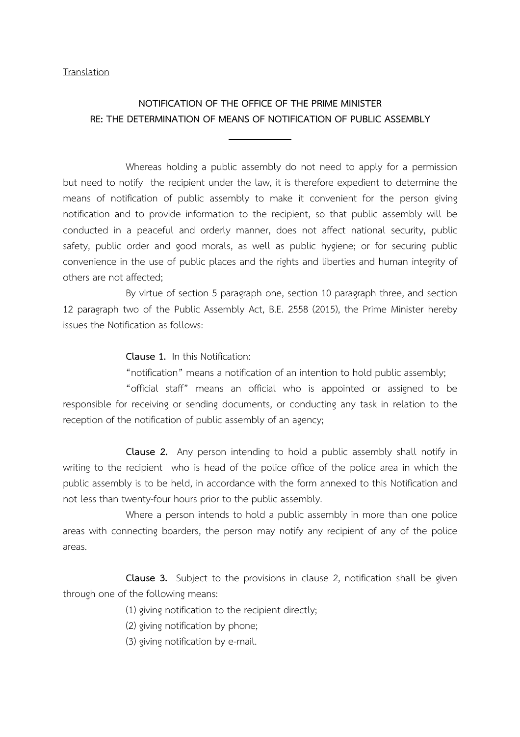Translation

## NOTIFICATION OF THE OFFICE OF THE PRIME MINISTER
## RE: THE DETERMINATION OF MEANS OF NOTIFICATION OF PUBLIC ASSEMBLY

---

Whereas holding a public assembly do not need to apply for a permission but need to notify the recipient under the law, it is therefore expedient to determine the means of notification of public assembly to make it convenient for the person giving notification and to provide information to the recipient, so that public assembly will be conducted in a peaceful and orderly manner, does not affect national security, public safety, public order and good morals, as well as public hygiene; or for securing public convenience in the use of public places and the rights and liberties and human integrity of others are not affected;

By virtue of section 5 paragraph one, section 10 paragraph three, and section 12 paragraph two of the Public Assembly Act, B.E. 2558 (2015), the Prime Minister hereby issues the Notification as follows:

**Clause 1.** In this Notification:

"notification" means a notification of an intention to hold public assembly;

"official staff" means an official who is appointed or assigned to be responsible for receiving or sending documents, or conducting any task in relation to the reception of the notification of public assembly of an agency;

**Clause 2.** Any person intending to hold a public assembly shall notify in writing to the recipient who is head of the police office of the police area in which the public assembly is to be held, in accordance with the form annexed to this Notification and not less than twenty-four hours prior to the public assembly.

Where a person intends to hold a public assembly in more than one police areas with connecting boarders, the person may notify any recipient of any of the police areas.

**Clause 3.** Subject to the provisions in clause 2, notification shall be given through one of the following means:

(1) giving notification to the recipient directly;

(2) giving notification by phone;

(3) giving notification by e-mail.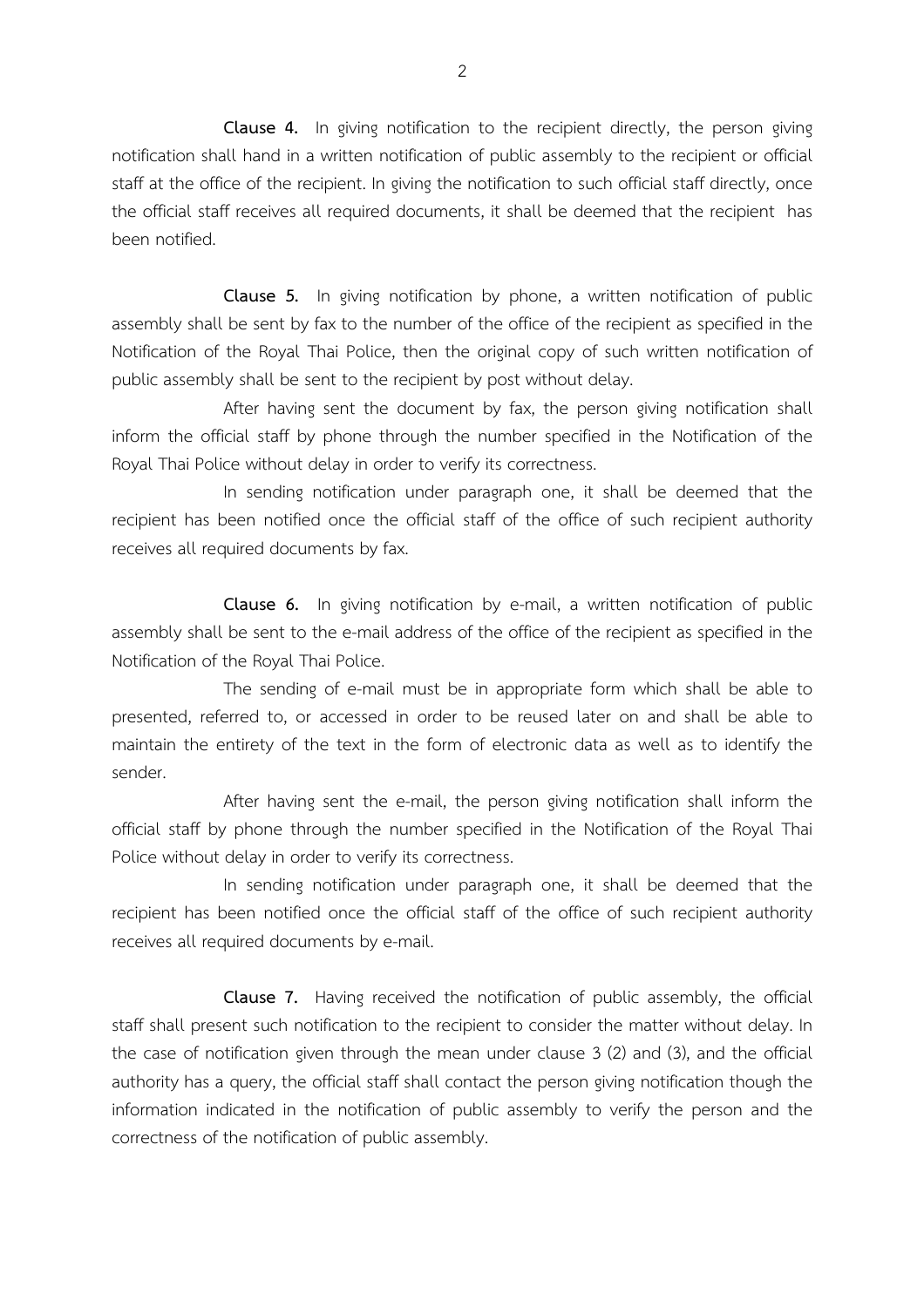**Clause 4.** In giving notification to the recipient directly, the person giving notification shall hand in a written notification of public assembly to the recipient or official staff at the office of the recipient. In giving the notification to such official staff directly, once the official staff receives all required documents, it shall be deemed that the recipient has been notified.

**Clause 5.** In giving notification by phone, a written notification of public assembly shall be sent by fax to the number of the office of the recipient as specified in the Notification of the Royal Thai Police, then the original copy of such written notification of public assembly shall be sent to the recipient by post without delay.

After having sent the document by fax, the person giving notification shall inform the official staff by phone through the number specified in the Notification of the Royal Thai Police without delay in order to verify its correctness.

In sending notification under paragraph one, it shall be deemed that the recipient has been notified once the official staff of the office of such recipient authority receives all required documents by fax.

**Clause 6.** In giving notification by e-mail, a written notification of public assembly shall be sent to the e-mail address of the office of the recipient as specified in the Notification of the Royal Thai Police.

The sending of e-mail must be in appropriate form which shall be able to presented, referred to, or accessed in order to be reused later on and shall be able to maintain the entirety of the text in the form of electronic data as well as to identify the sender.

After having sent the e-mail, the person giving notification shall inform the official staff by phone through the number specified in the Notification of the Royal Thai Police without delay in order to verify its correctness.

In sending notification under paragraph one, it shall be deemed that the recipient has been notified once the official staff of the office of such recipient authority receives all required documents by e-mail.

**Clause 7.** Having received the notification of public assembly, the official staff shall present such notification to the recipient to consider the matter without delay. In the case of notification given through the mean under clause 3 (2) and (3), and the official authority has a query, the official staff shall contact the person giving notification though the information indicated in the notification of public assembly to verify the person and the correctness of the notification of public assembly.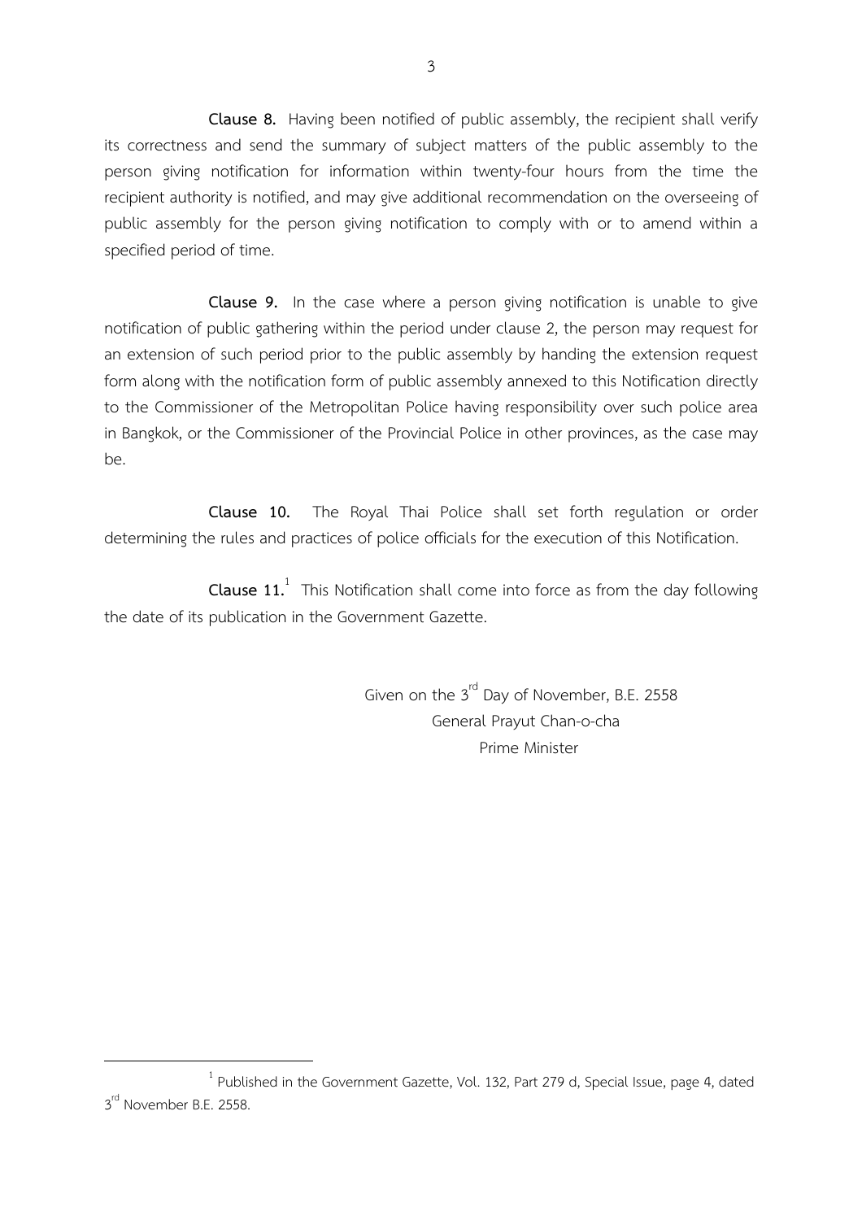**Clause 8.** Having been notified of public assembly, the recipient shall verify its correctness and send the summary of subject matters of the public assembly to the person giving notification for information within twenty-four hours from the time the recipient authority is notified, and may give additional recommendation on the overseeing of public assembly for the person giving notification to comply with or to amend within a specified period of time.

**Clause 9.** In the case where a person giving notification is unable to give notification of public gathering within the period under clause 2, the person may request for an extension of such period prior to the public assembly by handing the extension request form along with the notification form of public assembly annexed to this Notification directly to the Commissioner of the Metropolitan Police having responsibility over such police area in Bangkok, or the Commissioner of the Provincial Police in other provinces, as the case may be.

**Clause 10.** The Royal Thai Police shall set forth regulation or order determining the rules and practices of police officials for the execution of this Notification.

**Clause 11.**[1] This Notification shall come into force as from the day following the date of its publication in the Government Gazette.

Given on the 3rd Day of November, B.E. 2558
General Prayut Chan-o-cha
Prime Minister

---

[1] Published in the Government Gazette, Vol. 132, Part 279 d, Special Issue, page 4, dated 3rd November B.E. 2558.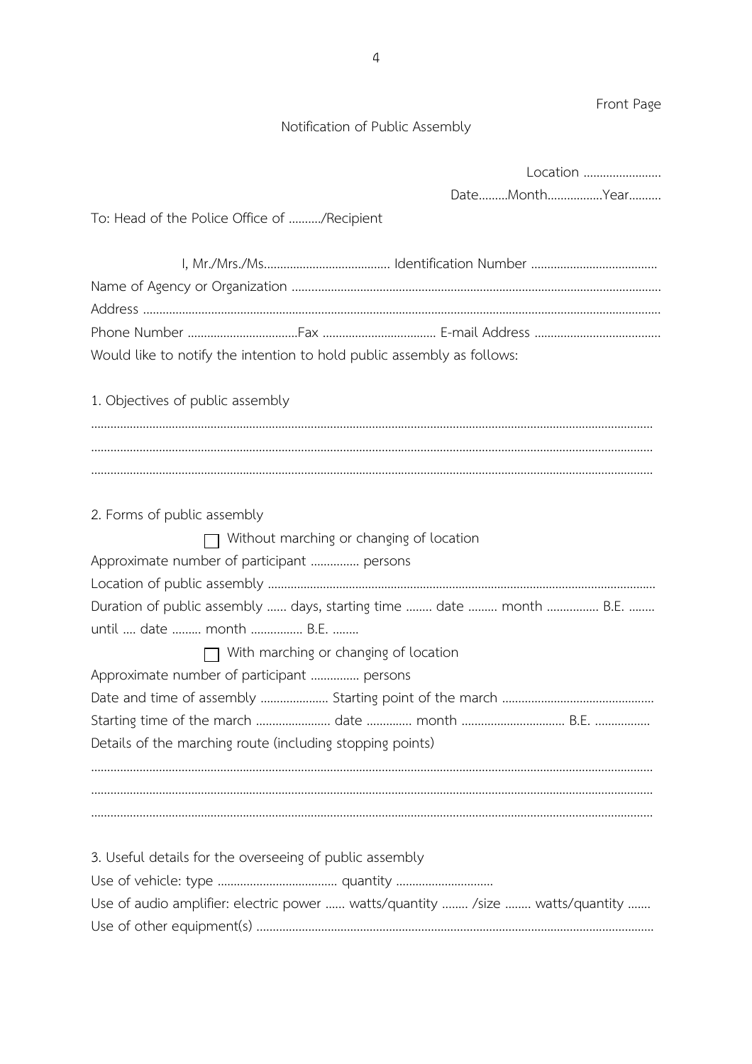Front Page

Notification of Public Assembly

Location ........................

Date.........Month................Year..........

To: Head of the Police Office of ........../Recipient

I, Mr./Mrs./Ms...................................... Identification Number ......................................

Name of Agency or Organization ................................................................................................................

Address ...........................................................................................................................................................

Phone Number ..................................Fax ................................... E-mail Address .......................................

Would like to notify the intention to hold public assembly as follows:

1. Objectives of public assembly

..........................................................................................................................................................................

..........................................................................................................................................................................

..........................................................................................................................................................................

2. Forms of public assembly

☐ Without marching or changing of location

Approximate number of participant ............... persons

Location of public assembly ........................................................................................................................

Duration of public assembly ...... days, starting time ........ date ......... month ................ B.E. ........ until .... date ......... month ................ B.E. ........

☐ With marching or changing of location

Approximate number of participant ............... persons

Date and time of assembly ..................... Starting point of the march ..............................................

Starting time of the march ....................... date .............. month ................................ B.E. .................

Details of the marching route (including stopping points)

..........................................................................................................................................................................

..........................................................................................................................................................................

..........................................................................................................................................................................

3. Useful details for the overseeing of public assembly

Use of vehicle: type ..................................... quantity ..............................

Use of audio amplifier: electric power ...... watts/quantity ........ /size ........ watts/quantity .......

Use of other equipment(s) ..........................................................................................................................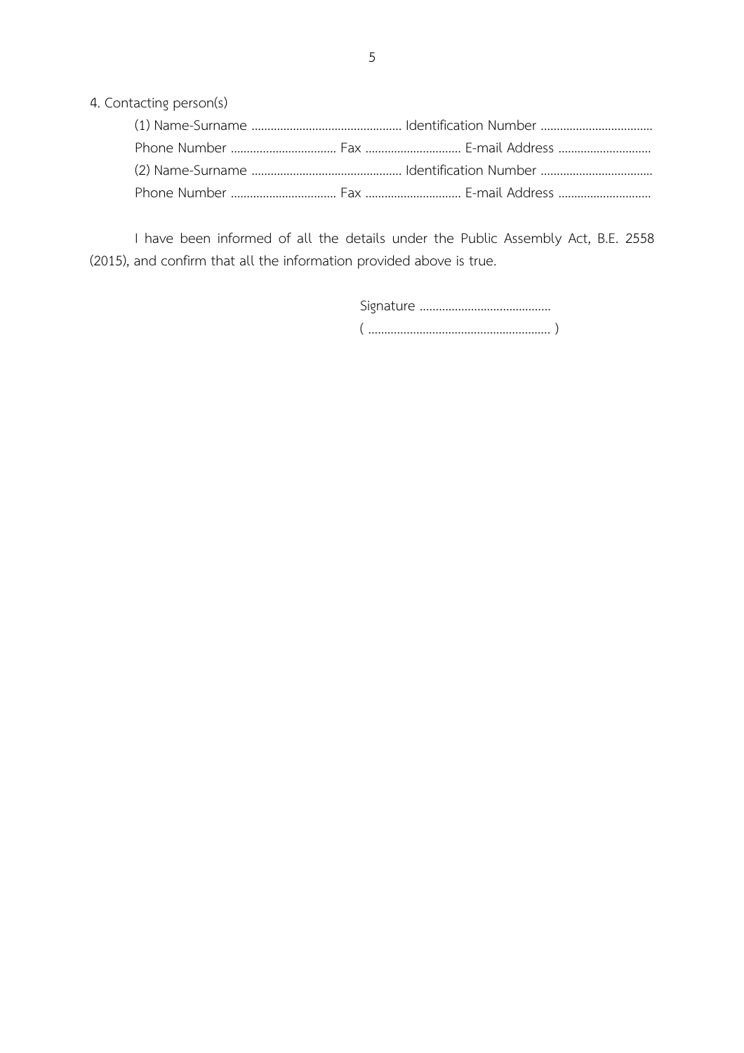4. Contacting person(s)

(1) Name-Surname ............................................... Identification Number ...................................
Phone Number ................................. Fax .............................. E-mail Address .............................
(2) Name-Surname ............................................... Identification Number ...................................
Phone Number ................................. Fax .............................. E-mail Address .............................

I have been informed of all the details under the Public Assembly Act, B.E. 2558 (2015), and confirm that all the information provided above is true.

Signature .........................................
( ......................................................... )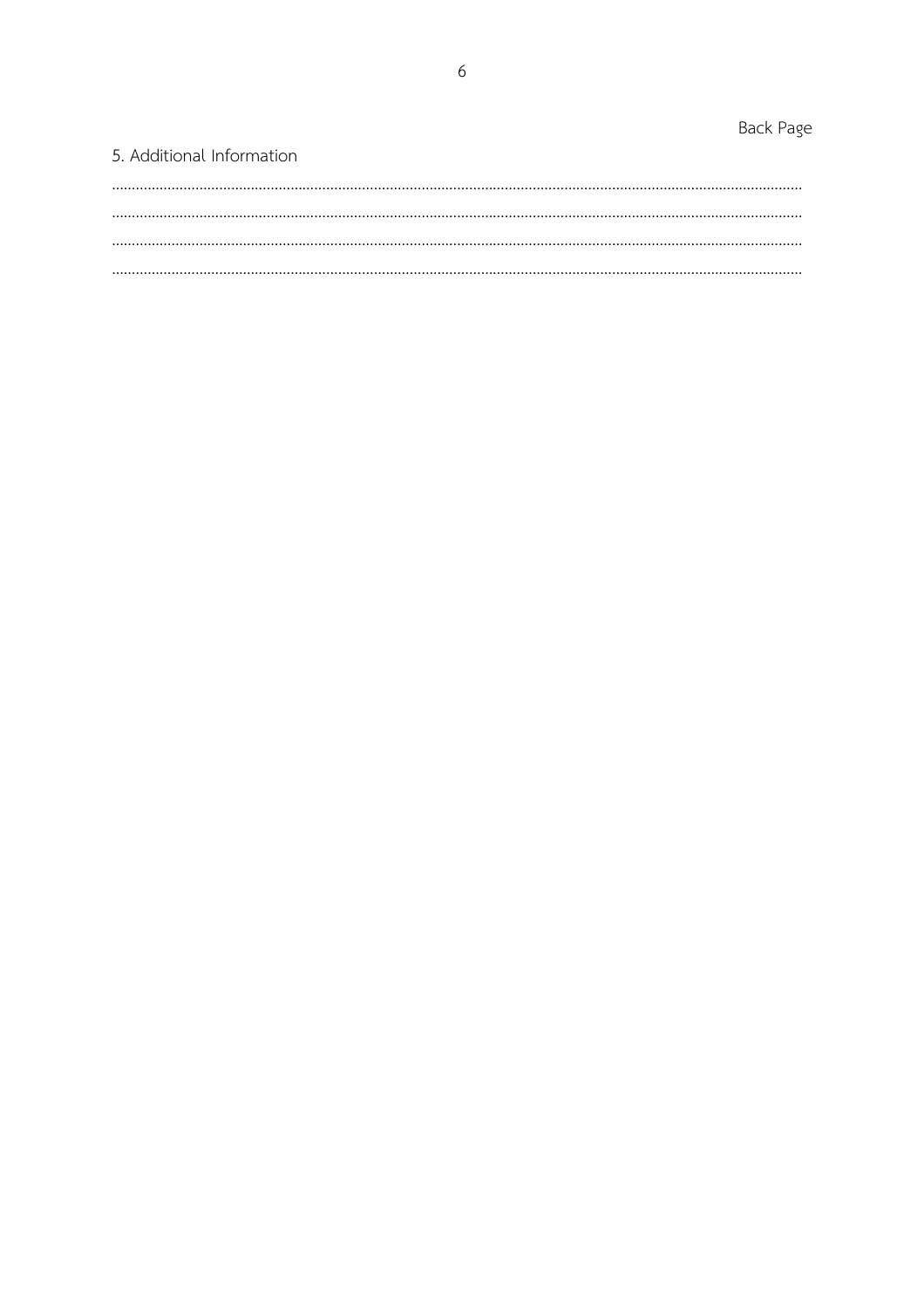Back Page

5. Additional Information

.......................................................................................................................................................................

.......................................................................................................................................................................

.......................................................................................................................................................................

.......................................................................................................................................................................